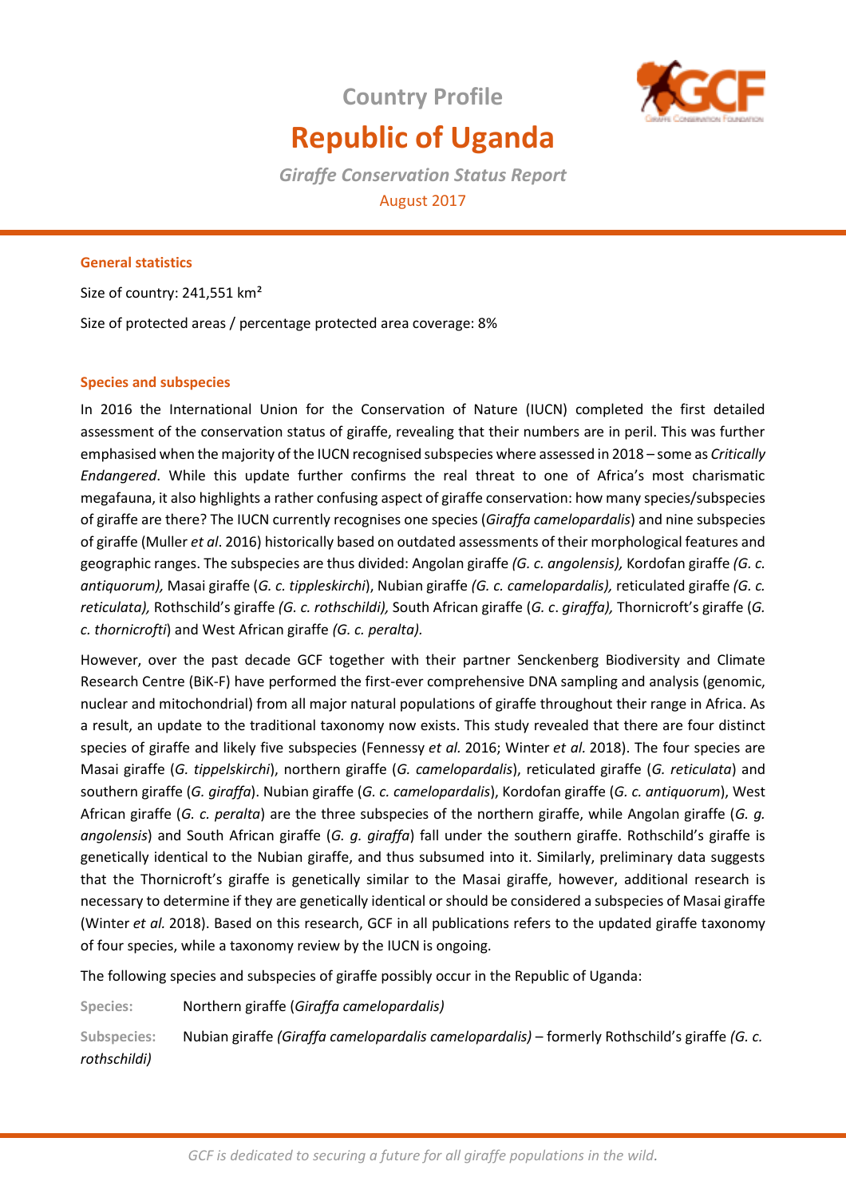# Country Profile

# Republic of Uganda

***Giraffe Conservation Status Report***

August 2017

## General statistics

Size of country: 241,551 km²

Size of protected areas / percentage protected area coverage: 8%

## Species and subspecies

In 2016 the International Union for the Conservation of Nature (IUCN) completed the first detailed assessment of the conservation status of giraffe, revealing that their numbers are in peril. This was further emphasised when the majority of the IUCN recognised subspecies where assessed in 2018 – some as *Critically Endangered*. While this update further confirms the real threat to one of Africa's most charismatic megafauna, it also highlights a rather confusing aspect of giraffe conservation: how many species/subspecies of giraffe are there? The IUCN currently recognises one species (*Giraffa camelopardalis*) and nine subspecies of giraffe (Muller *et al*. 2016) historically based on outdated assessments of their morphological features and geographic ranges. The subspecies are thus divided: Angolan giraffe *(G. c. angolensis),* Kordofan giraffe *(G. c. antiquorum),* Masai giraffe (*G. c. tippleskirchi*), Nubian giraffe *(G. c. camelopardalis),* reticulated giraffe *(G. c. reticulata),* Rothschild's giraffe *(G. c. rothschildi),* South African giraffe (*G. c*. *giraffa),* Thornicroft's giraffe (*G. c. thornicrofti*) and West African giraffe *(G. c. peralta).*

However, over the past decade GCF together with their partner Senckenberg Biodiversity and Climate Research Centre (BiK-F) have performed the first-ever comprehensive DNA sampling and analysis (genomic, nuclear and mitochondrial) from all major natural populations of giraffe throughout their range in Africa. As a result, an update to the traditional taxonomy now exists. This study revealed that there are four distinct species of giraffe and likely five subspecies (Fennessy *et al.* 2016; Winter *et al.* 2018). The four species are Masai giraffe (*G. tippelskirchi*), northern giraffe (*G. camelopardalis*), reticulated giraffe (*G. reticulata*) and southern giraffe (*G. giraffa*). Nubian giraffe (*G. c. camelopardalis*), Kordofan giraffe (*G. c. antiquorum*), West African giraffe (*G. c. peralta*) are the three subspecies of the northern giraffe, while Angolan giraffe (*G. g. angolensis*) and South African giraffe (*G. g. giraffa*) fall under the southern giraffe. Rothschild's giraffe is genetically identical to the Nubian giraffe, and thus subsumed into it. Similarly, preliminary data suggests that the Thornicroft's giraffe is genetically similar to the Masai giraffe, however, additional research is necessary to determine if they are genetically identical or should be considered a subspecies of Masai giraffe (Winter *et al.* 2018). Based on this research, GCF in all publications refers to the updated giraffe taxonomy of four species, while a taxonomy review by the IUCN is ongoing.

The following species and subspecies of giraffe possibly occur in the Republic of Uganda:

**Species:** Northern giraffe (*Giraffa camelopardalis)*

**Subspecies:** Nubian giraffe *(Giraffa camelopardalis camelopardalis)* – formerly Rothschild's giraffe *(G. c. rothschildi)*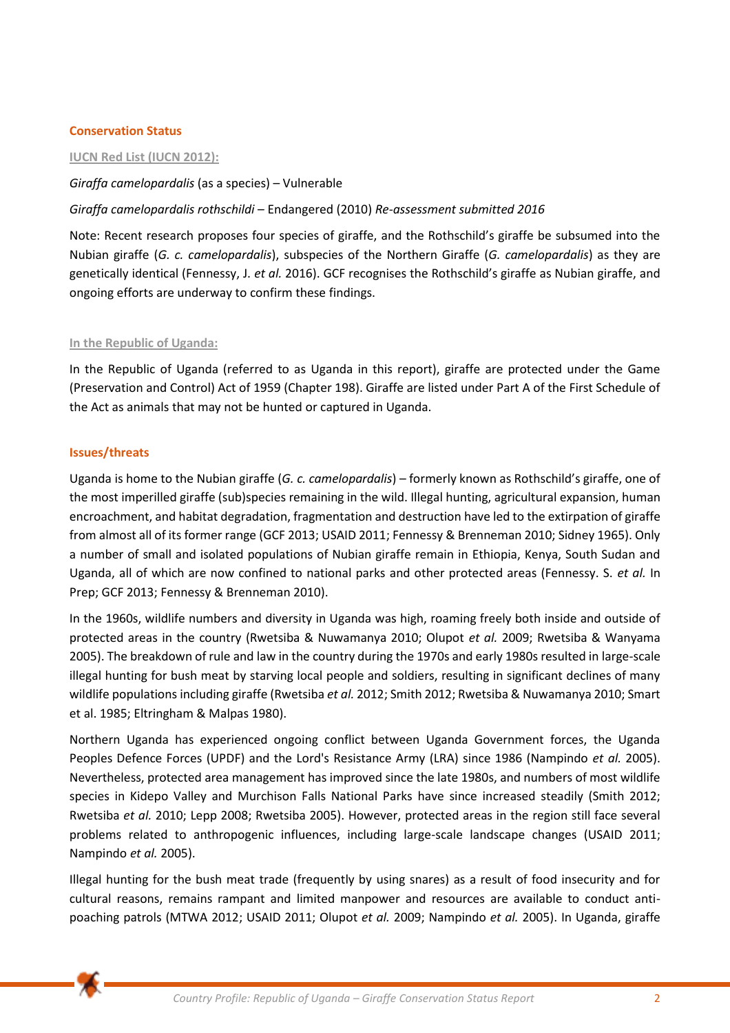## Conservation Status

### IUCN Red List (IUCN 2012):

*Giraffa camelopardalis* (as a species) – Vulnerable

*Giraffa camelopardalis rothschildi* – Endangered (2010) *Re-assessment submitted 2016*

Note: Recent research proposes four species of giraffe, and the Rothschild's giraffe be subsumed into the Nubian giraffe (*G. c. camelopardalis*), subspecies of the Northern Giraffe (*G. camelopardalis*) as they are genetically identical (Fennessy, J. *et al.* 2016). GCF recognises the Rothschild's giraffe as Nubian giraffe, and ongoing efforts are underway to confirm these findings.

### In the Republic of Uganda:

In the Republic of Uganda (referred to as Uganda in this report), giraffe are protected under the Game (Preservation and Control) Act of 1959 (Chapter 198). Giraffe are listed under Part A of the First Schedule of the Act as animals that may not be hunted or captured in Uganda.

## Issues/threats

Uganda is home to the Nubian giraffe (*G. c. camelopardalis*) – formerly known as Rothschild's giraffe, one of the most imperilled giraffe (sub)species remaining in the wild. Illegal hunting, agricultural expansion, human encroachment, and habitat degradation, fragmentation and destruction have led to the extirpation of giraffe from almost all of its former range (GCF 2013; USAID 2011; Fennessy & Brenneman 2010; Sidney 1965). Only a number of small and isolated populations of Nubian giraffe remain in Ethiopia, Kenya, South Sudan and Uganda, all of which are now confined to national parks and other protected areas (Fennessy. S. *et al.* In Prep; GCF 2013; Fennessy & Brenneman 2010).

In the 1960s, wildlife numbers and diversity in Uganda was high, roaming freely both inside and outside of protected areas in the country (Rwetsiba & Nuwamanya 2010; Olupot *et al.* 2009; Rwetsiba & Wanyama 2005). The breakdown of rule and law in the country during the 1970s and early 1980s resulted in large-scale illegal hunting for bush meat by starving local people and soldiers, resulting in significant declines of many wildlife populations including giraffe (Rwetsiba *et al.* 2012; Smith 2012; Rwetsiba & Nuwamanya 2010; Smart et al. 1985; Eltringham & Malpas 1980).

Northern Uganda has experienced ongoing conflict between Uganda Government forces, the Uganda Peoples Defence Forces (UPDF) and the Lord's Resistance Army (LRA) since 1986 (Nampindo *et al.* 2005). Nevertheless, protected area management has improved since the late 1980s, and numbers of most wildlife species in Kidepo Valley and Murchison Falls National Parks have since increased steadily (Smith 2012; Rwetsiba *et al.* 2010; Lepp 2008; Rwetsiba 2005). However, protected areas in the region still face several problems related to anthropogenic influences, including large-scale landscape changes (USAID 2011; Nampindo *et al.* 2005).

Illegal hunting for the bush meat trade (frequently by using snares) as a result of food insecurity and for cultural reasons, remains rampant and limited manpower and resources are available to conduct anti-poaching patrols (MTWA 2012; USAID 2011; Olupot *et al.* 2009; Nampindo *et al.* 2005). In Uganda, giraffe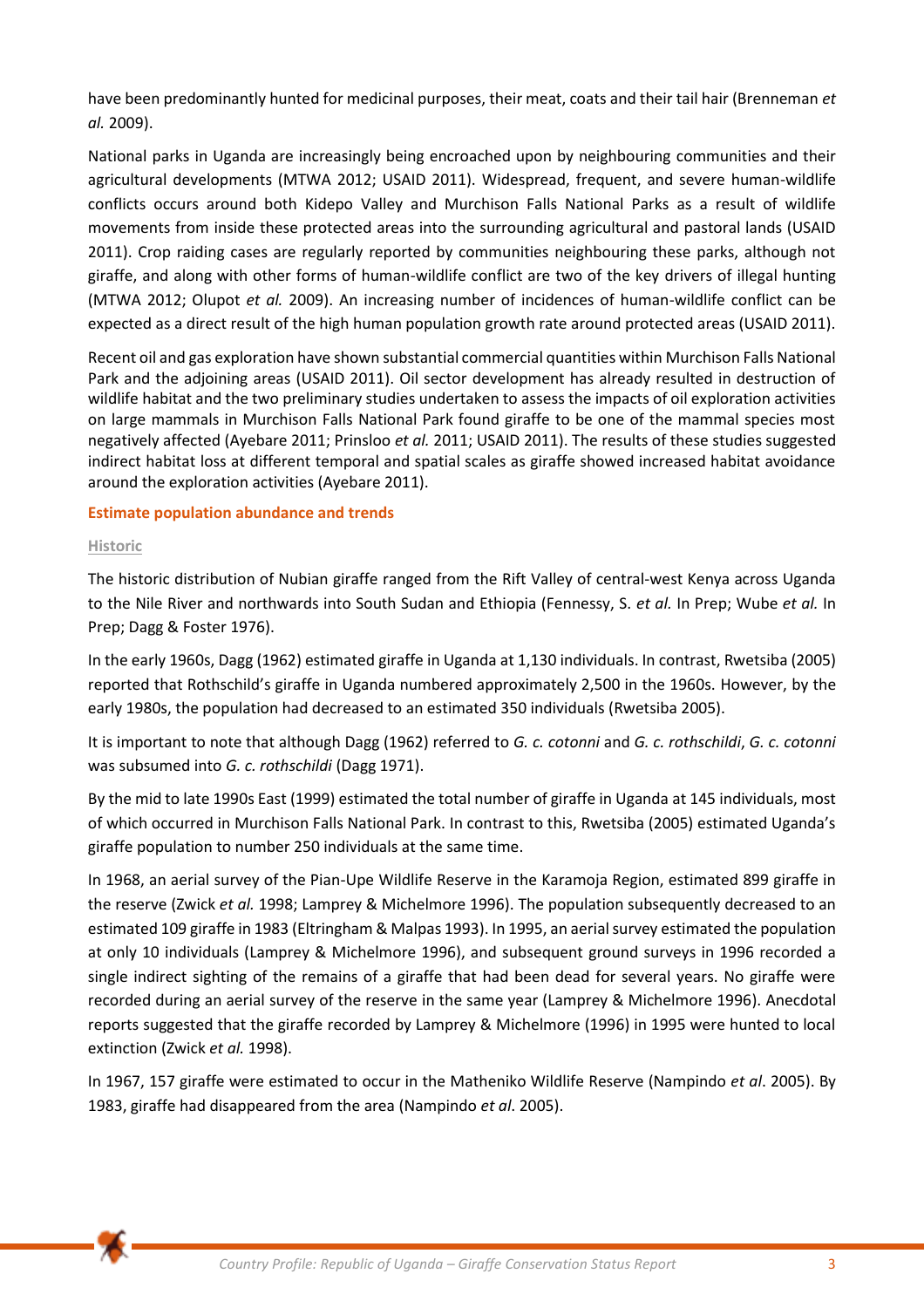have been predominantly hunted for medicinal purposes, their meat, coats and their tail hair (Brenneman *et al.* 2009).

National parks in Uganda are increasingly being encroached upon by neighbouring communities and their agricultural developments (MTWA 2012; USAID 2011). Widespread, frequent, and severe human-wildlife conflicts occurs around both Kidepo Valley and Murchison Falls National Parks as a result of wildlife movements from inside these protected areas into the surrounding agricultural and pastoral lands (USAID 2011). Crop raiding cases are regularly reported by communities neighbouring these parks, although not giraffe, and along with other forms of human-wildlife conflict are two of the key drivers of illegal hunting (MTWA 2012; Olupot *et al.* 2009). An increasing number of incidences of human-wildlife conflict can be expected as a direct result of the high human population growth rate around protected areas (USAID 2011).

Recent oil and gas exploration have shown substantial commercial quantities within Murchison Falls National Park and the adjoining areas (USAID 2011). Oil sector development has already resulted in destruction of wildlife habitat and the two preliminary studies undertaken to assess the impacts of oil exploration activities on large mammals in Murchison Falls National Park found giraffe to be one of the mammal species most negatively affected (Ayebare 2011; Prinsloo *et al.* 2011; USAID 2011). The results of these studies suggested indirect habitat loss at different temporal and spatial scales as giraffe showed increased habitat avoidance around the exploration activities (Ayebare 2011).

## Estimate population abundance and trends

### Historic

The historic distribution of Nubian giraffe ranged from the Rift Valley of central-west Kenya across Uganda to the Nile River and northwards into South Sudan and Ethiopia (Fennessy, S. *et al.* In Prep; Wube *et al.* In Prep; Dagg & Foster 1976).

In the early 1960s, Dagg (1962) estimated giraffe in Uganda at 1,130 individuals. In contrast, Rwetsiba (2005) reported that Rothschild's giraffe in Uganda numbered approximately 2,500 in the 1960s. However, by the early 1980s, the population had decreased to an estimated 350 individuals (Rwetsiba 2005).

It is important to note that although Dagg (1962) referred to *G. c. cotonni* and *G. c. rothschildi*, *G. c. cotonni* was subsumed into *G. c. rothschildi* (Dagg 1971).

By the mid to late 1990s East (1999) estimated the total number of giraffe in Uganda at 145 individuals, most of which occurred in Murchison Falls National Park. In contrast to this, Rwetsiba (2005) estimated Uganda's giraffe population to number 250 individuals at the same time.

In 1968, an aerial survey of the Pian-Upe Wildlife Reserve in the Karamoja Region, estimated 899 giraffe in the reserve (Zwick *et al.* 1998; Lamprey & Michelmore 1996). The population subsequently decreased to an estimated 109 giraffe in 1983 (Eltringham & Malpas 1993). In 1995, an aerial survey estimated the population at only 10 individuals (Lamprey & Michelmore 1996), and subsequent ground surveys in 1996 recorded a single indirect sighting of the remains of a giraffe that had been dead for several years. No giraffe were recorded during an aerial survey of the reserve in the same year (Lamprey & Michelmore 1996). Anecdotal reports suggested that the giraffe recorded by Lamprey & Michelmore (1996) in 1995 were hunted to local extinction (Zwick *et al.* 1998).

In 1967, 157 giraffe were estimated to occur in the Matheniko Wildlife Reserve (Nampindo *et al*. 2005). By 1983, giraffe had disappeared from the area (Nampindo *et al*. 2005).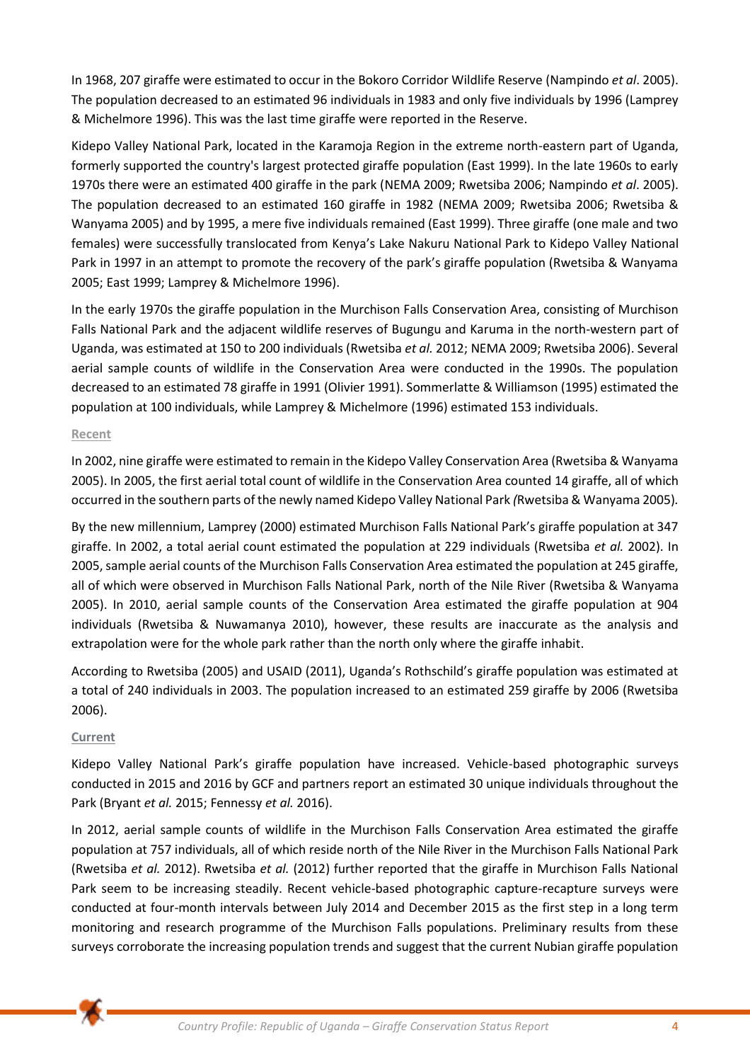In 1968, 207 giraffe were estimated to occur in the Bokoro Corridor Wildlife Reserve (Nampindo *et al*. 2005). The population decreased to an estimated 96 individuals in 1983 and only five individuals by 1996 (Lamprey & Michelmore 1996). This was the last time giraffe were reported in the Reserve.

Kidepo Valley National Park, located in the Karamoja Region in the extreme north-eastern part of Uganda, formerly supported the country's largest protected giraffe population (East 1999). In the late 1960s to early 1970s there were an estimated 400 giraffe in the park (NEMA 2009; Rwetsiba 2006; Nampindo *et al*. 2005). The population decreased to an estimated 160 giraffe in 1982 (NEMA 2009; Rwetsiba 2006; Rwetsiba & Wanyama 2005) and by 1995, a mere five individuals remained (East 1999). Three giraffe (one male and two females) were successfully translocated from Kenya's Lake Nakuru National Park to Kidepo Valley National Park in 1997 in an attempt to promote the recovery of the park's giraffe population (Rwetsiba & Wanyama 2005; East 1999; Lamprey & Michelmore 1996).

In the early 1970s the giraffe population in the Murchison Falls Conservation Area, consisting of Murchison Falls National Park and the adjacent wildlife reserves of Bugungu and Karuma in the north-western part of Uganda, was estimated at 150 to 200 individuals (Rwetsiba *et al.* 2012; NEMA 2009; Rwetsiba 2006). Several aerial sample counts of wildlife in the Conservation Area were conducted in the 1990s. The population decreased to an estimated 78 giraffe in 1991 (Olivier 1991). Sommerlatte & Williamson (1995) estimated the population at 100 individuals, while Lamprey & Michelmore (1996) estimated 153 individuals.

### Recent

In 2002, nine giraffe were estimated to remain in the Kidepo Valley Conservation Area (Rwetsiba & Wanyama 2005). In 2005, the first aerial total count of wildlife in the Conservation Area counted 14 giraffe, all of which occurred in the southern parts of the newly named Kidepo Valley National Park *(*Rwetsiba & Wanyama 2005)*.*

By the new millennium, Lamprey (2000) estimated Murchison Falls National Park's giraffe population at 347 giraffe. In 2002, a total aerial count estimated the population at 229 individuals (Rwetsiba *et al.* 2002). In 2005, sample aerial counts of the Murchison Falls Conservation Area estimated the population at 245 giraffe, all of which were observed in Murchison Falls National Park, north of the Nile River (Rwetsiba & Wanyama 2005). In 2010, aerial sample counts of the Conservation Area estimated the giraffe population at 904 individuals (Rwetsiba & Nuwamanya 2010), however, these results are inaccurate as the analysis and extrapolation were for the whole park rather than the north only where the giraffe inhabit.

According to Rwetsiba (2005) and USAID (2011), Uganda's Rothschild's giraffe population was estimated at a total of 240 individuals in 2003. The population increased to an estimated 259 giraffe by 2006 (Rwetsiba 2006).

### Current

Kidepo Valley National Park's giraffe population have increased. Vehicle-based photographic surveys conducted in 2015 and 2016 by GCF and partners report an estimated 30 unique individuals throughout the Park (Bryant *et al.* 2015; Fennessy *et al.* 2016).

In 2012, aerial sample counts of wildlife in the Murchison Falls Conservation Area estimated the giraffe population at 757 individuals, all of which reside north of the Nile River in the Murchison Falls National Park (Rwetsiba *et al.* 2012). Rwetsiba *et al.* (2012) further reported that the giraffe in Murchison Falls National Park seem to be increasing steadily. Recent vehicle-based photographic capture-recapture surveys were conducted at four-month intervals between July 2014 and December 2015 as the first step in a long term monitoring and research programme of the Murchison Falls populations. Preliminary results from these surveys corroborate the increasing population trends and suggest that the current Nubian giraffe population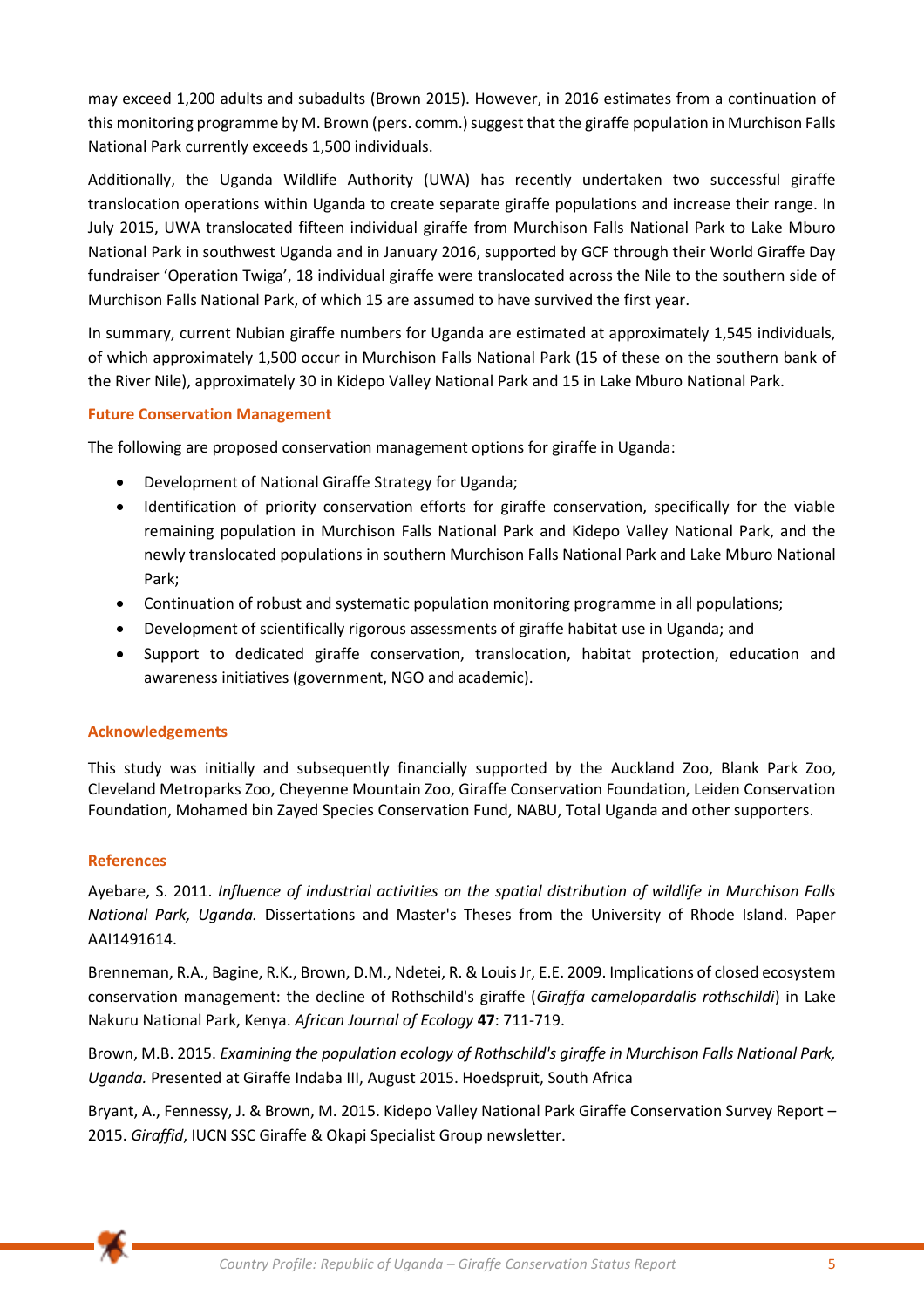may exceed 1,200 adults and subadults (Brown 2015). However, in 2016 estimates from a continuation of this monitoring programme by M. Brown (pers. comm.) suggest that the giraffe population in Murchison Falls National Park currently exceeds 1,500 individuals.

Additionally, the Uganda Wildlife Authority (UWA) has recently undertaken two successful giraffe translocation operations within Uganda to create separate giraffe populations and increase their range. In July 2015, UWA translocated fifteen individual giraffe from Murchison Falls National Park to Lake Mburo National Park in southwest Uganda and in January 2016, supported by GCF through their World Giraffe Day fundraiser 'Operation Twiga', 18 individual giraffe were translocated across the Nile to the southern side of Murchison Falls National Park, of which 15 are assumed to have survived the first year.

In summary, current Nubian giraffe numbers for Uganda are estimated at approximately 1,545 individuals, of which approximately 1,500 occur in Murchison Falls National Park (15 of these on the southern bank of the River Nile), approximately 30 in Kidepo Valley National Park and 15 in Lake Mburo National Park.

### Future Conservation Management

The following are proposed conservation management options for giraffe in Uganda:

- Development of National Giraffe Strategy for Uganda;
- Identification of priority conservation efforts for giraffe conservation, specifically for the viable remaining population in Murchison Falls National Park and Kidepo Valley National Park, and the newly translocated populations in southern Murchison Falls National Park and Lake Mburo National Park;
- Continuation of robust and systematic population monitoring programme in all populations;
- Development of scientifically rigorous assessments of giraffe habitat use in Uganda; and
- Support to dedicated giraffe conservation, translocation, habitat protection, education and awareness initiatives (government, NGO and academic).

### Acknowledgements

This study was initially and subsequently financially supported by the Auckland Zoo, Blank Park Zoo, Cleveland Metroparks Zoo, Cheyenne Mountain Zoo, Giraffe Conservation Foundation, Leiden Conservation Foundation, Mohamed bin Zayed Species Conservation Fund, NABU, Total Uganda and other supporters.

### References

Ayebare, S. 2011. *Influence of industrial activities on the spatial distribution of wildlife in Murchison Falls National Park, Uganda.* Dissertations and Master's Theses from the University of Rhode Island. Paper AAI1491614.

Brenneman, R.A., Bagine, R.K., Brown, D.M., Ndetei, R. & Louis Jr, E.E. 2009. Implications of closed ecosystem conservation management: the decline of Rothschild's giraffe (*Giraffa camelopardalis rothschildi*) in Lake Nakuru National Park, Kenya. *African Journal of Ecology* **47**: 711-719.

Brown, M.B. 2015. *Examining the population ecology of Rothschild's giraffe in Murchison Falls National Park, Uganda.* Presented at Giraffe Indaba III, August 2015. Hoedspruit, South Africa

Bryant, A., Fennessy, J. & Brown, M. 2015. Kidepo Valley National Park Giraffe Conservation Survey Report – 2015. *Giraffid*, IUCN SSC Giraffe & Okapi Specialist Group newsletter.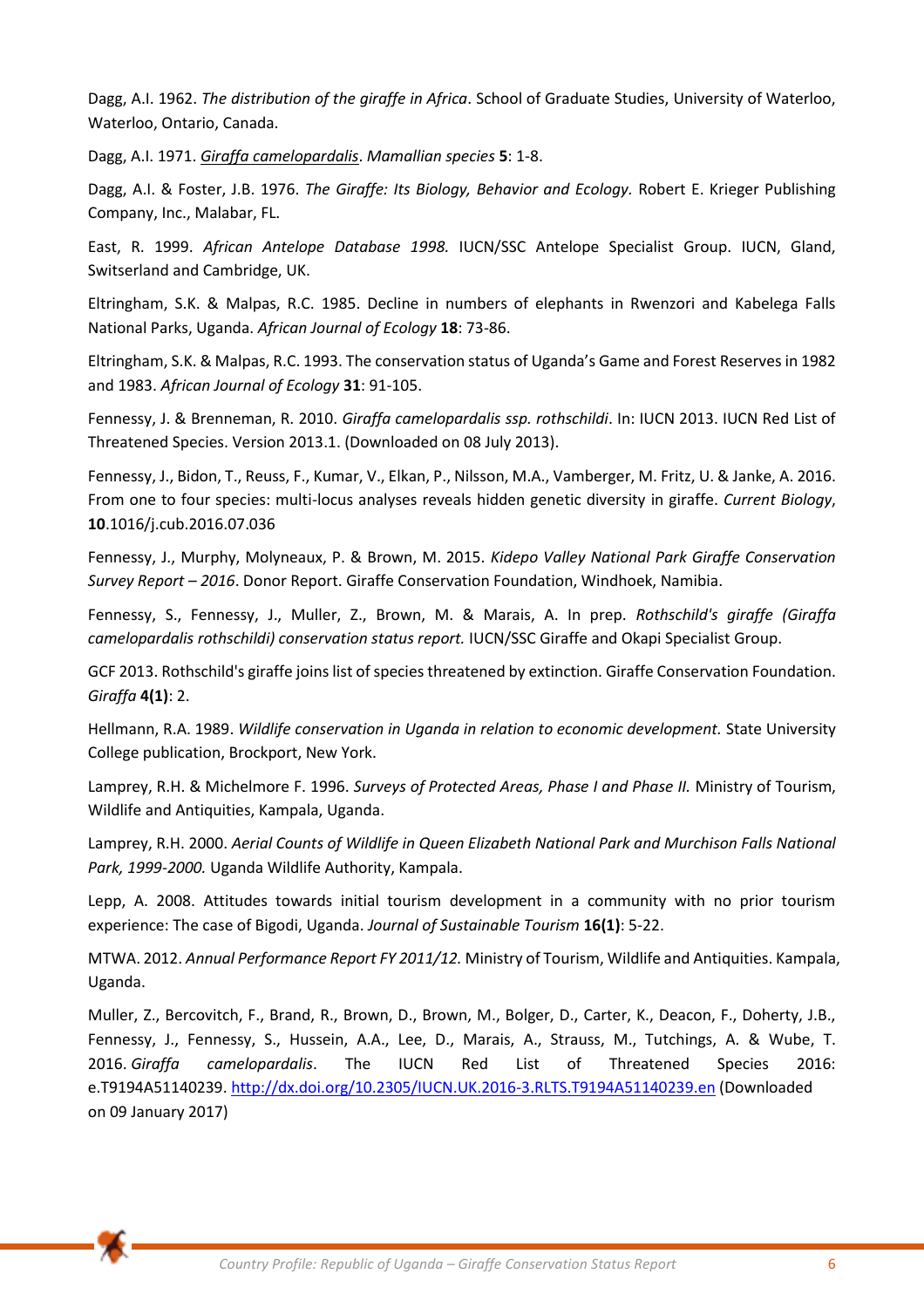Dagg, A.I. 1962. *The distribution of the giraffe in Africa*. School of Graduate Studies, University of Waterloo, Waterloo, Ontario, Canada.

Dagg, A.I. 1971. *Giraffa camelopardalis*. *Mamallian species* **5**: 1-8.

Dagg, A.I. & Foster, J.B. 1976. *The Giraffe: Its Biology, Behavior and Ecology.* Robert E. Krieger Publishing Company, Inc., Malabar, FL.

East, R. 1999. *African Antelope Database 1998.* IUCN/SSC Antelope Specialist Group. IUCN, Gland, Switserland and Cambridge, UK.

Eltringham, S.K. & Malpas, R.C. 1985. Decline in numbers of elephants in Rwenzori and Kabelega Falls National Parks, Uganda. *African Journal of Ecology* **18**: 73-86.

Eltringham, S.K. & Malpas, R.C. 1993. The conservation status of Uganda's Game and Forest Reserves in 1982 and 1983. *African Journal of Ecology* **31**: 91-105.

Fennessy, J. & Brenneman, R. 2010. *Giraffa camelopardalis ssp. rothschildi*. In: IUCN 2013. IUCN Red List of Threatened Species. Version 2013.1. (Downloaded on 08 July 2013).

Fennessy, J., Bidon, T., Reuss, F., Kumar, V., Elkan, P., Nilsson, M.A., Vamberger, M. Fritz, U. & Janke, A. 2016. From one to four species: multi-locus analyses reveals hidden genetic diversity in giraffe. *Current Biology*, **10**.1016/j.cub.2016.07.036

Fennessy, J., Murphy, Molyneaux, P. & Brown, M. 2015. *Kidepo Valley National Park Giraffe Conservation Survey Report – 2016*. Donor Report. Giraffe Conservation Foundation, Windhoek, Namibia.

Fennessy, S., Fennessy, J., Muller, Z., Brown, M. & Marais, A. In prep. *Rothschild's giraffe (Giraffa camelopardalis rothschildi) conservation status report.* IUCN/SSC Giraffe and Okapi Specialist Group.

GCF 2013. Rothschild's giraffe joins list of species threatened by extinction. Giraffe Conservation Foundation. *Giraffa* **4(1)**: 2.

Hellmann, R.A. 1989. *Wildlife conservation in Uganda in relation to economic development.* State University College publication, Brockport, New York.

Lamprey, R.H. & Michelmore F. 1996. *Surveys of Protected Areas, Phase I and Phase II.* Ministry of Tourism, Wildlife and Antiquities, Kampala, Uganda.

Lamprey, R.H. 2000. *Aerial Counts of Wildlife in Queen Elizabeth National Park and Murchison Falls National Park, 1999-2000.* Uganda Wildlife Authority, Kampala.

Lepp, A. 2008. Attitudes towards initial tourism development in a community with no prior tourism experience: The case of Bigodi, Uganda. *Journal of Sustainable Tourism* **16(1)**: 5-22.

MTWA. 2012. *Annual Performance Report FY 2011/12.* Ministry of Tourism, Wildlife and Antiquities. Kampala, Uganda.

Muller, Z., Bercovitch, F., Brand, R., Brown, D., Brown, M., Bolger, D., Carter, K., Deacon, F., Doherty, J.B., Fennessy, J., Fennessy, S., Hussein, A.A., Lee, D., Marais, A., Strauss, M., Tutchings, A. & Wube, T. 2016. *Giraffa camelopardalis*. The IUCN Red List of Threatened Species 2016: e.T9194A51140239. http://dx.doi.org/10.2305/IUCN.UK.2016-3.RLTS.T9194A51140239.en (Downloaded on 09 January 2017)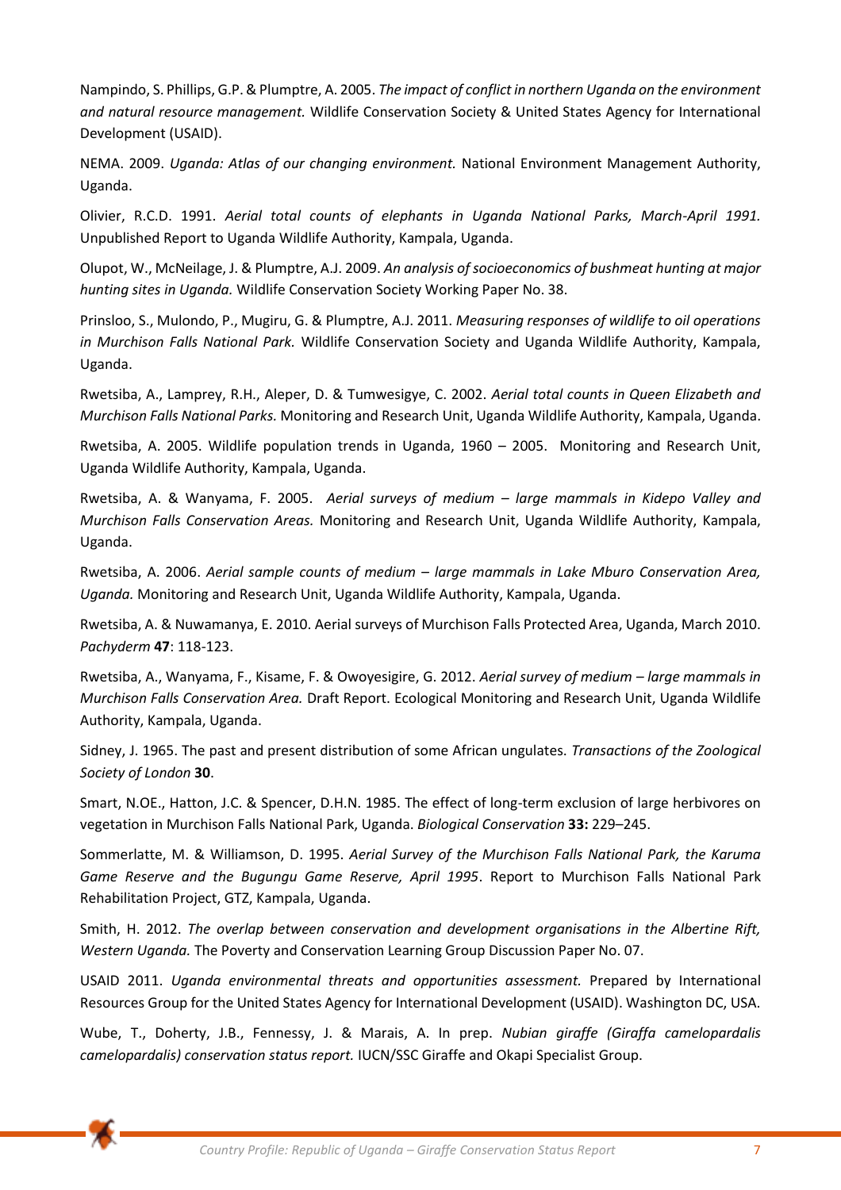Nampindo, S. Phillips, G.P. & Plumptre, A. 2005. *The impact of conflict in northern Uganda on the environment and natural resource management.* Wildlife Conservation Society & United States Agency for International Development (USAID).

NEMA. 2009. *Uganda: Atlas of our changing environment.* National Environment Management Authority, Uganda.

Olivier, R.C.D. 1991. *Aerial total counts of elephants in Uganda National Parks, March-April 1991.* Unpublished Report to Uganda Wildlife Authority, Kampala, Uganda.

Olupot, W., McNeilage, J. & Plumptre, A.J. 2009. *An analysis of socioeconomics of bushmeat hunting at major hunting sites in Uganda.* Wildlife Conservation Society Working Paper No. 38.

Prinsloo, S., Mulondo, P., Mugiru, G. & Plumptre, A.J. 2011. *Measuring responses of wildlife to oil operations in Murchison Falls National Park.* Wildlife Conservation Society and Uganda Wildlife Authority, Kampala, Uganda.

Rwetsiba, A., Lamprey, R.H., Aleper, D. & Tumwesigye, C. 2002. *Aerial total counts in Queen Elizabeth and Murchison Falls National Parks.* Monitoring and Research Unit, Uganda Wildlife Authority, Kampala, Uganda.

Rwetsiba, A. 2005. Wildlife population trends in Uganda, 1960 – 2005. Monitoring and Research Unit, Uganda Wildlife Authority, Kampala, Uganda.

Rwetsiba, A. & Wanyama, F. 2005. *Aerial surveys of medium – large mammals in Kidepo Valley and Murchison Falls Conservation Areas.* Monitoring and Research Unit, Uganda Wildlife Authority, Kampala, Uganda.

Rwetsiba, A. 2006. *Aerial sample counts of medium – large mammals in Lake Mburo Conservation Area, Uganda.* Monitoring and Research Unit, Uganda Wildlife Authority, Kampala, Uganda.

Rwetsiba, A. & Nuwamanya, E. 2010. Aerial surveys of Murchison Falls Protected Area, Uganda, March 2010. *Pachyderm* **47**: 118-123.

Rwetsiba, A., Wanyama, F., Kisame, F. & Owoyesigire, G. 2012. *Aerial survey of medium – large mammals in Murchison Falls Conservation Area.* Draft Report. Ecological Monitoring and Research Unit, Uganda Wildlife Authority, Kampala, Uganda.

Sidney, J. 1965. The past and present distribution of some African ungulates. *Transactions of the Zoological Society of London* **30**.

Smart, N.OE., Hatton, J.C. & Spencer, D.H.N. 1985. The effect of long-term exclusion of large herbivores on vegetation in Murchison Falls National Park, Uganda. *Biological Conservation* **33:** 229–245.

Sommerlatte, M. & Williamson, D. 1995. *Aerial Survey of the Murchison Falls National Park, the Karuma Game Reserve and the Bugungu Game Reserve, April 1995*. Report to Murchison Falls National Park Rehabilitation Project, GTZ, Kampala, Uganda.

Smith, H. 2012. *The overlap between conservation and development organisations in the Albertine Rift, Western Uganda.* The Poverty and Conservation Learning Group Discussion Paper No. 07.

USAID 2011. *Uganda environmental threats and opportunities assessment.* Prepared by International Resources Group for the United States Agency for International Development (USAID). Washington DC, USA.

Wube, T., Doherty, J.B., Fennessy, J. & Marais, A. In prep. *Nubian giraffe (Giraffa camelopardalis camelopardalis) conservation status report.* IUCN/SSC Giraffe and Okapi Specialist Group.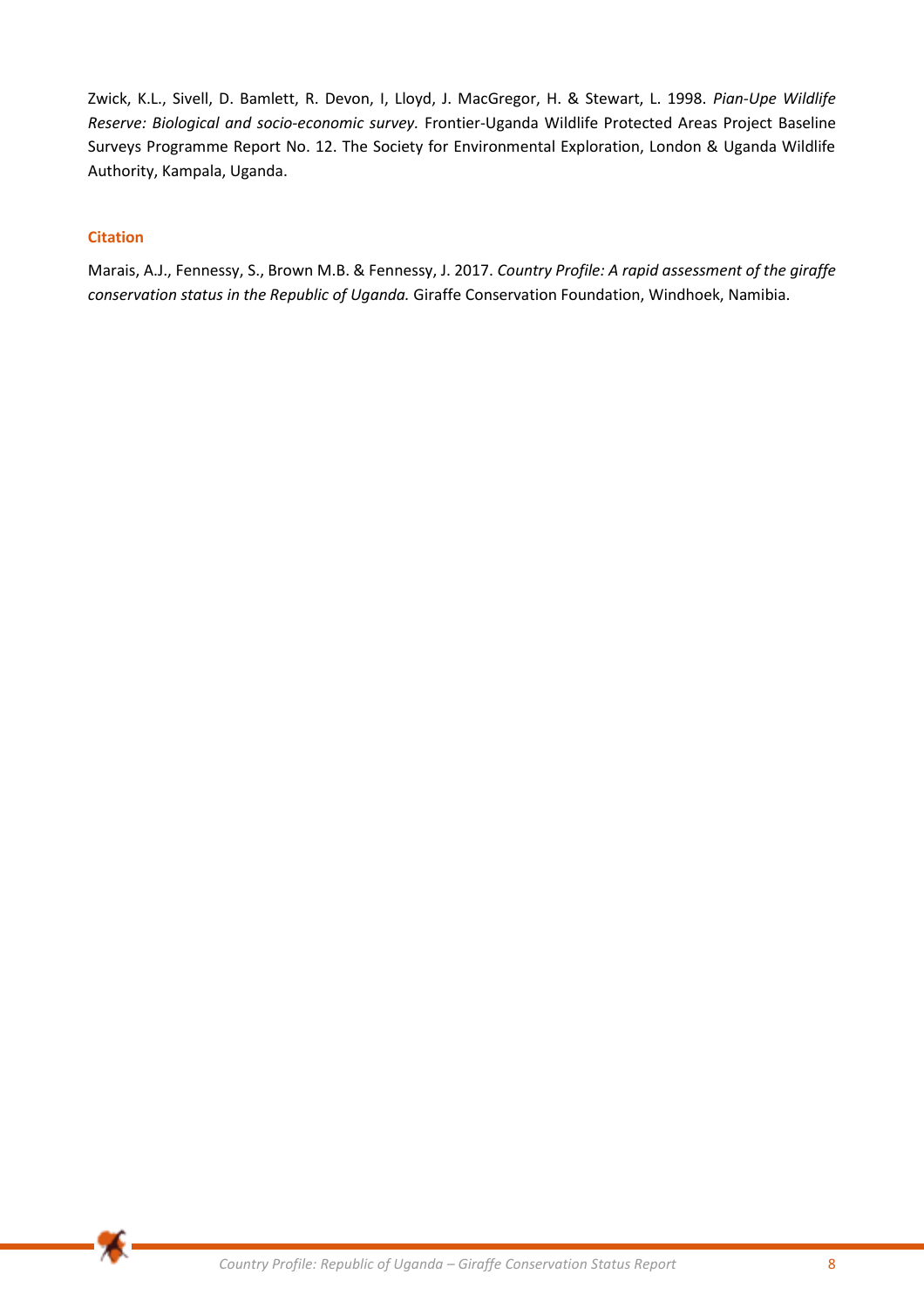Zwick, K.L., Sivell, D. Bamlett, R. Devon, I, Lloyd, J. MacGregor, H. & Stewart, L. 1998. *Pian-Upe Wildlife Reserve: Biological and socio-economic survey.* Frontier-Uganda Wildlife Protected Areas Project Baseline Surveys Programme Report No. 12. The Society for Environmental Exploration, London & Uganda Wildlife Authority, Kampala, Uganda.

### Citation

Marais, A.J., Fennessy, S., Brown M.B. & Fennessy, J. 2017. *Country Profile: A rapid assessment of the giraffe conservation status in the Republic of Uganda.* Giraffe Conservation Foundation, Windhoek, Namibia.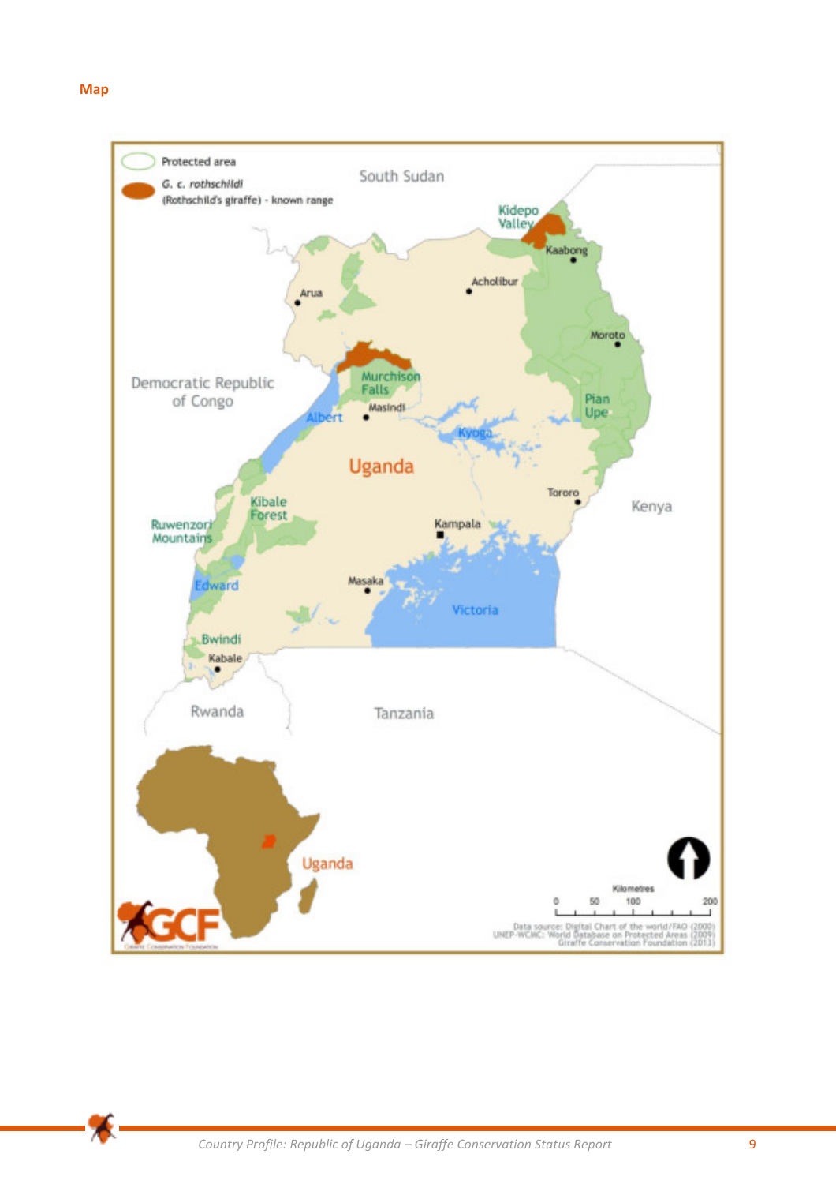Map

Protected area

*G. c. rothschildi* (Rothschild's giraffe) - known range

South Sudan

Kidepo Valley

Kaabong

Acholibur

Arua

Moroto

Murchison Falls

Democratic Republic of Congo

Masindi

Pian Upe

Albert

Kyoga

Uganda

Kibale Forest

Tororo

Kenya

Ruwenzori Mountains

Kampala

Edward

Masaka

Victoria

Bwindi

Kabale

Rwanda

Tanzania

Uganda

Kilometres

0 50 100 200

Data source: Digital Chart of the world/FAO (2000)
UNEP-WCMC: World Database on Protected Areas (2009)
Giraffe Conservation Foundation (2013)

GCF

Giraffe Conservation Foundation